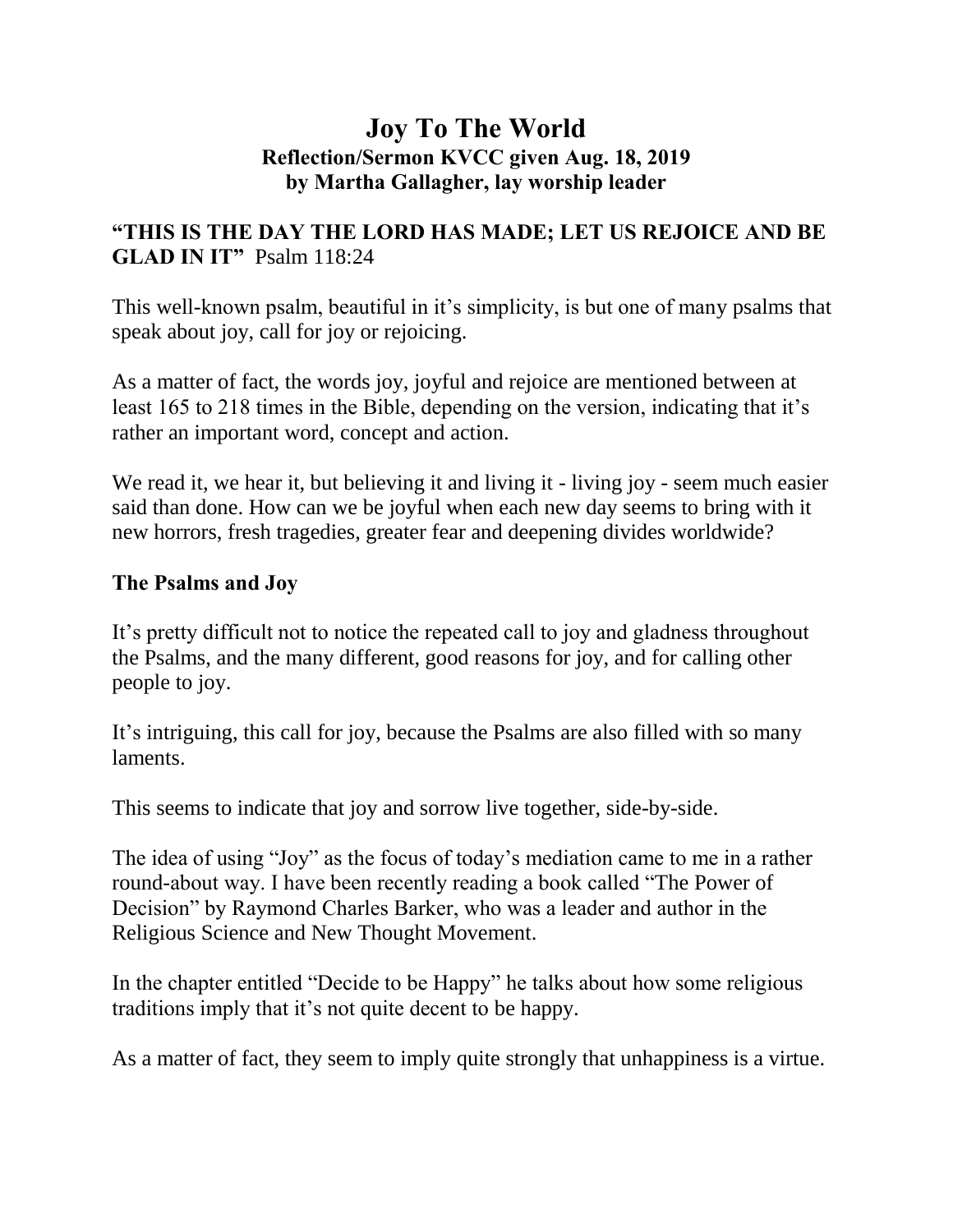# Joy To The World

## Reflection/Sermon KVCC given Aug. 18, 2019
## by Martha Gallagher, lay worship leader

**"THIS IS THE DAY THE LORD HAS MADE; LET US REJOICE AND BE GLAD IN IT"** Psalm 118:24

This well-known psalm, beautiful in it's simplicity, is but one of many psalms that speak about joy, call for joy or rejoicing.

As a matter of fact, the words joy, joyful and rejoice are mentioned between at least 165 to 218 times in the Bible, depending on the version, indicating that it's rather an important word, concept and action.

We read it, we hear it, but believing it and living it - living joy - seem much easier said than done. How can we be joyful when each new day seems to bring with it new horrors, fresh tragedies, greater fear and deepening divides worldwide?

### The Psalms and Joy

It's pretty difficult not to notice the repeated call to joy and gladness throughout the Psalms, and the many different, good reasons for joy, and for calling other people to joy.

It's intriguing, this call for joy, because the Psalms are also filled with so many laments.

This seems to indicate that joy and sorrow live together, side-by-side.

The idea of using "Joy" as the focus of today's mediation came to me in a rather round-about way. I have been recently reading a book called "The Power of Decision" by Raymond Charles Barker, who was a leader and author in the Religious Science and New Thought Movement.

In the chapter entitled "Decide to be Happy" he talks about how some religious traditions imply that it's not quite decent to be happy.

As a matter of fact, they seem to imply quite strongly that unhappiness is a virtue.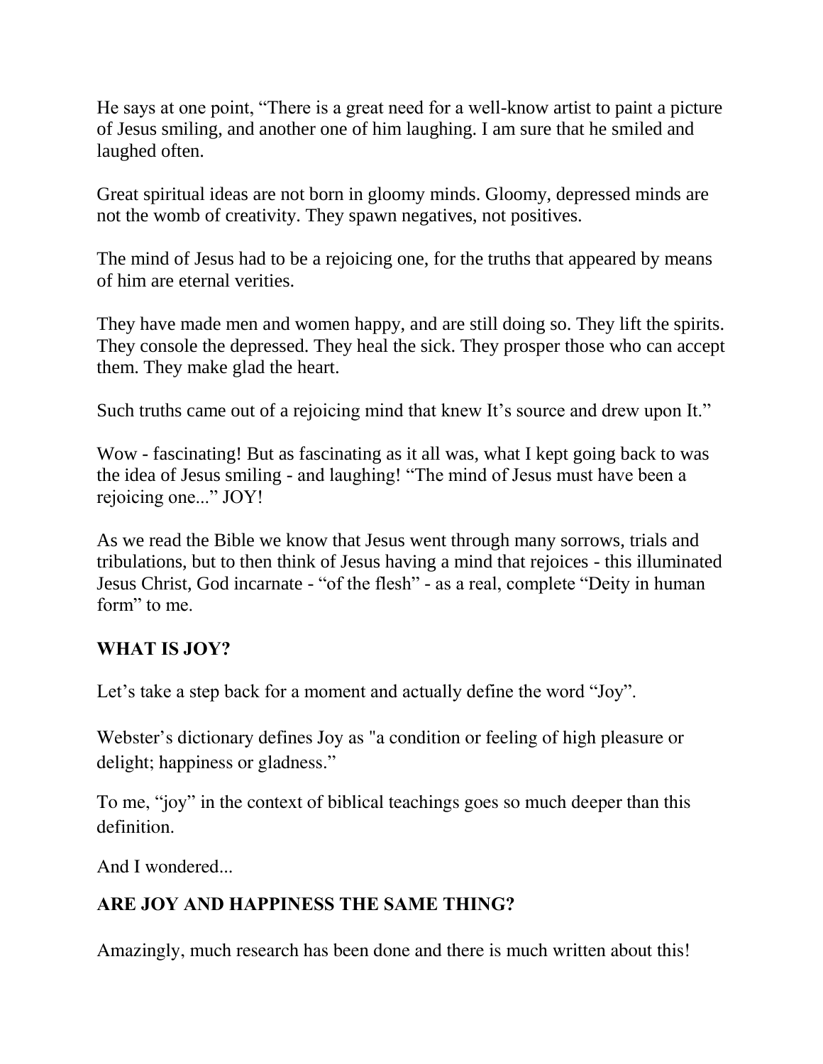He says at one point, "There is a great need for a well-know artist to paint a picture of Jesus smiling, and another one of him laughing. I am sure that he smiled and laughed often.

Great spiritual ideas are not born in gloomy minds. Gloomy, depressed minds are not the womb of creativity. They spawn negatives, not positives.

The mind of Jesus had to be a rejoicing one, for the truths that appeared by means of him are eternal verities.

They have made men and women happy, and are still doing so. They lift the spirits. They console the depressed. They heal the sick. They prosper those who can accept them. They make glad the heart.

Such truths came out of a rejoicing mind that knew It's source and drew upon It."

Wow - fascinating! But as fascinating as it all was, what I kept going back to was the idea of Jesus smiling - and laughing! "The mind of Jesus must have been a rejoicing one..." JOY!

As we read the Bible we know that Jesus went through many sorrows, trials and tribulations, but to then think of Jesus having a mind that rejoices - this illuminated Jesus Christ, God incarnate - "of the flesh" - as a real, complete "Deity in human form" to me.

**WHAT IS JOY?**

Let's take a step back for a moment and actually define the word "Joy".

Webster's dictionary defines Joy as "a condition or feeling of high pleasure or delight; happiness or gladness."

To me, "joy" in the context of biblical teachings goes so much deeper than this definition.

And I wondered...

**ARE JOY AND HAPPINESS THE SAME THING?**

Amazingly, much research has been done and there is much written about this!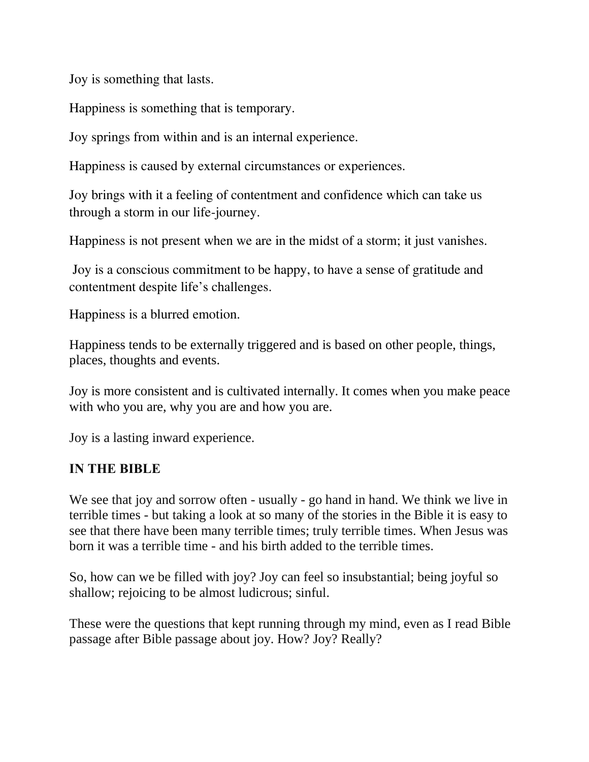Joy is something that lasts.

Happiness is something that is temporary.

Joy springs from within and is an internal experience.

Happiness is caused by external circumstances or experiences.

Joy brings with it a feeling of contentment and confidence which can take us through a storm in our life-journey.

Happiness is not present when we are in the midst of a storm; it just vanishes.

Joy is a conscious commitment to be happy, to have a sense of gratitude and contentment despite life's challenges.

Happiness is a blurred emotion.

Happiness tends to be externally triggered and is based on other people, things, places, thoughts and events.

Joy is more consistent and is cultivated internally. It comes when you make peace with who you are, why you are and how you are.

Joy is a lasting inward experience.

**IN THE BIBLE**

We see that joy and sorrow often - usually - go hand in hand. We think we live in terrible times - but taking a look at so many of the stories in the Bible it is easy to see that there have been many terrible times; truly terrible times. When Jesus was born it was a terrible time - and his birth added to the terrible times.

So, how can we be filled with joy? Joy can feel so insubstantial; being joyful so shallow; rejoicing to be almost ludicrous; sinful.

These were the questions that kept running through my mind, even as I read Bible passage after Bible passage about joy. How? Joy? Really?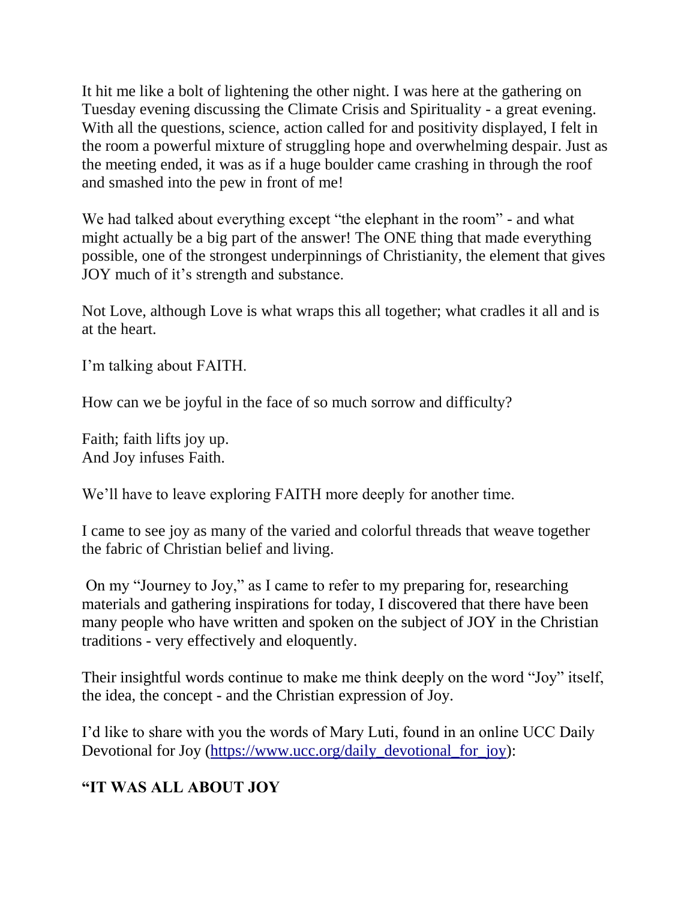It hit me like a bolt of lightening the other night. I was here at the gathering on Tuesday evening discussing the Climate Crisis and Spirituality - a great evening. With all the questions, science, action called for and positivity displayed, I felt in the room a powerful mixture of struggling hope and overwhelming despair. Just as the meeting ended, it was as if a huge boulder came crashing in through the roof and smashed into the pew in front of me!

We had talked about everything except "the elephant in the room" - and what might actually be a big part of the answer! The ONE thing that made everything possible, one of the strongest underpinnings of Christianity, the element that gives JOY much of it's strength and substance.

Not Love, although Love is what wraps this all together; what cradles it all and is at the heart.

I'm talking about FAITH.

How can we be joyful in the face of so much sorrow and difficulty?

Faith; faith lifts joy up.
And Joy infuses Faith.

We'll have to leave exploring FAITH more deeply for another time.

I came to see joy as many of the varied and colorful threads that weave together the fabric of Christian belief and living.

On my "Journey to Joy," as I came to refer to my preparing for, researching materials and gathering inspirations for today, I discovered that there have been many people who have written and spoken on the subject of JOY in the Christian traditions - very effectively and eloquently.

Their insightful words continue to make me think deeply on the word "Joy" itself, the idea, the concept - and the Christian expression of Joy.

I'd like to share with you the words of Mary Luti, found in an online UCC Daily Devotional for Joy ([https://www.ucc.org/daily_devotional_for_joy](https://www.ucc.org/daily_devotional_for_joy)):

**"IT WAS ALL ABOUT JOY**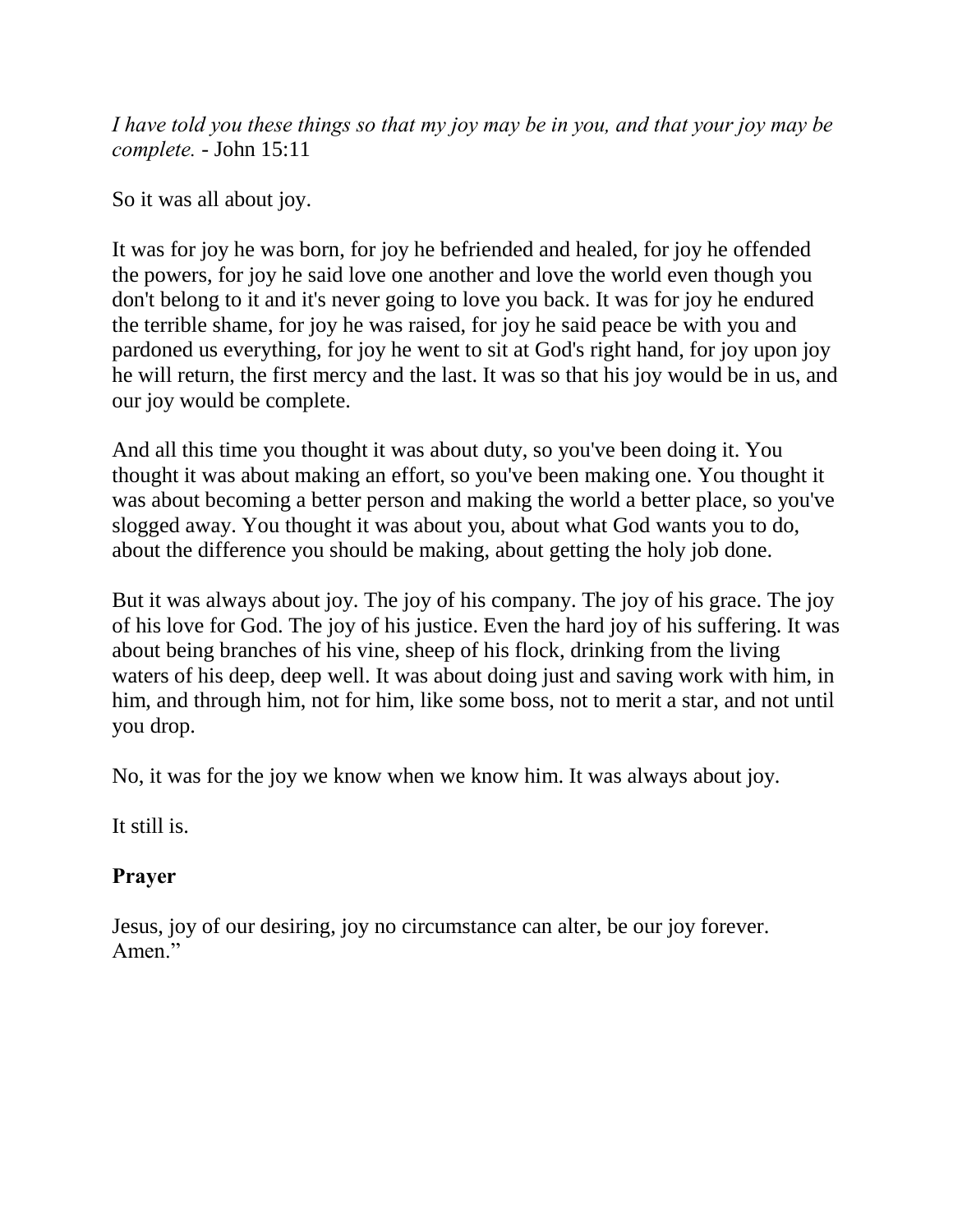*I have told you these things so that my joy may be in you, and that your joy may be complete.* - John 15:11

So it was all about joy.

It was for joy he was born, for joy he befriended and healed, for joy he offended the powers, for joy he said love one another and love the world even though you don't belong to it and it's never going to love you back. It was for joy he endured the terrible shame, for joy he was raised, for joy he said peace be with you and pardoned us everything, for joy he went to sit at God's right hand, for joy upon joy he will return, the first mercy and the last. It was so that his joy would be in us, and our joy would be complete.

And all this time you thought it was about duty, so you've been doing it. You thought it was about making an effort, so you've been making one. You thought it was about becoming a better person and making the world a better place, so you've slogged away. You thought it was about you, about what God wants you to do, about the difference you should be making, about getting the holy job done.

But it was always about joy. The joy of his company. The joy of his grace. The joy of his love for God. The joy of his justice. Even the hard joy of his suffering. It was about being branches of his vine, sheep of his flock, drinking from the living waters of his deep, deep well. It was about doing just and saving work with him, in him, and through him, not for him, like some boss, not to merit a star, and not until you drop.

No, it was for the joy we know when we know him. It was always about joy.

It still is.

**Prayer**

Jesus, joy of our desiring, joy no circumstance can alter, be our joy forever. Amen."